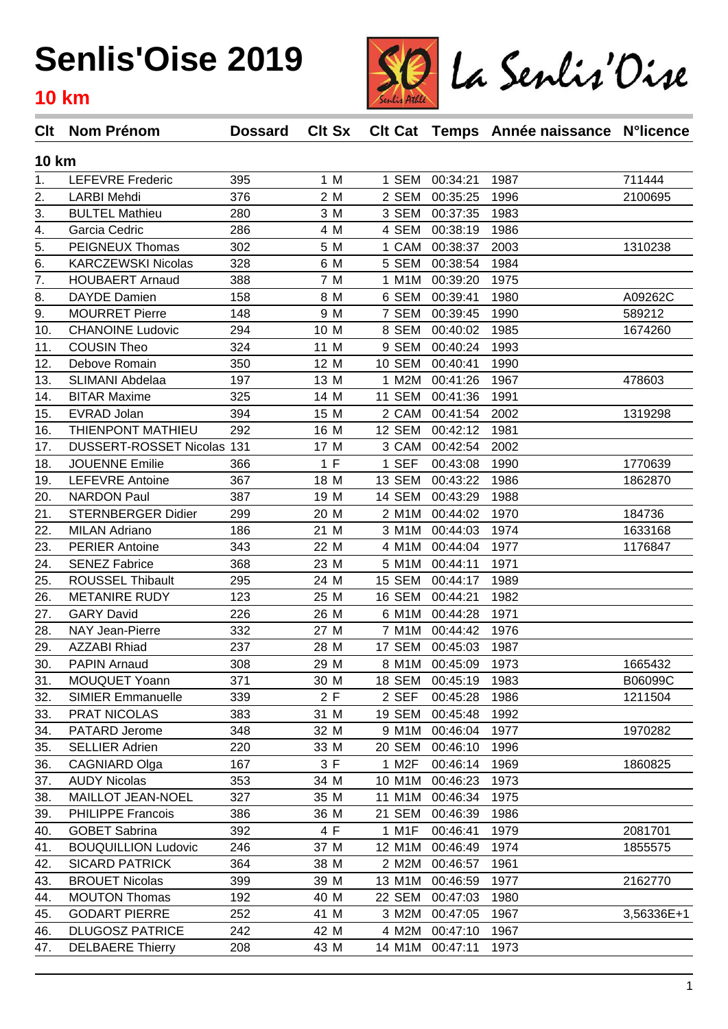# Senlis'Oise 2019

## 10 km

La Senlis'Oise

| Clt | Nom Prénom | Dossard | Clt Sx | Clt Cat | Temps | Année naissance | N°licence |
|---|---|---|---|---|---|---|---|
| **10 km** | | | | | | | |
| 1. | LEFEVRE Frederic | 395 | 1 M | 1 SEM | 00:34:21 | 1987 | 711444 |
| 2. | LARBI Mehdi | 376 | 2 M | 2 SEM | 00:35:25 | 1996 | 2100695 |
| 3. | BULTEL Mathieu | 280 | 3 M | 3 SEM | 00:37:35 | 1983 | |
| 4. | Garcia Cedric | 286 | 4 M | 4 SEM | 00:38:19 | 1986 | |
| 5. | PEIGNEUX Thomas | 302 | 5 M | 1 CAM | 00:38:37 | 2003 | 1310238 |
| 6. | KARCZEWSKI Nicolas | 328 | 6 M | 5 SEM | 00:38:54 | 1984 | |
| 7. | HOUBAERT Arnaud | 388 | 7 M | 1 M1M | 00:39:20 | 1975 | |
| 8. | DAYDE Damien | 158 | 8 M | 6 SEM | 00:39:41 | 1980 | A09262C |
| 9. | MOURRET Pierre | 148 | 9 M | 7 SEM | 00:39:45 | 1990 | 589212 |
| 10. | CHANOINE Ludovic | 294 | 10 M | 8 SEM | 00:40:02 | 1985 | 1674260 |
| 11. | COUSIN Theo | 324 | 11 M | 9 SEM | 00:40:24 | 1993 | |
| 12. | Debove Romain | 350 | 12 M | 10 SEM | 00:40:41 | 1990 | |
| 13. | SLIMANI Abdelaa | 197 | 13 M | 1 M2M | 00:41:26 | 1967 | 478603 |
| 14. | BITAR Maxime | 325 | 14 M | 11 SEM | 00:41:36 | 1991 | |
| 15. | EVRAD Jolan | 394 | 15 M | 2 CAM | 00:41:54 | 2002 | 1319298 |
| 16. | THIENPONT MATHIEU | 292 | 16 M | 12 SEM | 00:42:12 | 1981 | |
| 17. | DUSSERT-ROSSET Nicolas | 131 | 17 M | 3 CAM | 00:42:54 | 2002 | |
| 18. | JOUENNE Emilie | 366 | 1 F | 1 SEF | 00:43:08 | 1990 | 1770639 |
| 19. | LEFEVRE Antoine | 367 | 18 M | 13 SEM | 00:43:22 | 1986 | 1862870 |
| 20. | NARDON Paul | 387 | 19 M | 14 SEM | 00:43:29 | 1988 | |
| 21. | STERNBERGER Didier | 299 | 20 M | 2 M1M | 00:44:02 | 1970 | 184736 |
| 22. | MILAN Adriano | 186 | 21 M | 3 M1M | 00:44:03 | 1974 | 1633168 |
| 23. | PERIER Antoine | 343 | 22 M | 4 M1M | 00:44:04 | 1977 | 1176847 |
| 24. | SENEZ Fabrice | 368 | 23 M | 5 M1M | 00:44:11 | 1971 | |
| 25. | ROUSSEL Thibault | 295 | 24 M | 15 SEM | 00:44:17 | 1989 | |
| 26. | METANIRE RUDY | 123 | 25 M | 16 SEM | 00:44:21 | 1982 | |
| 27. | GARY David | 226 | 26 M | 6 M1M | 00:44:28 | 1971 | |
| 28. | NAY Jean-Pierre | 332 | 27 M | 7 M1M | 00:44:42 | 1976 | |
| 29. | AZZABI Rhiad | 237 | 28 M | 17 SEM | 00:45:03 | 1987 | |
| 30. | PAPIN Arnaud | 308 | 29 M | 8 M1M | 00:45:09 | 1973 | 1665432 |
| 31. | MOUQUET Yoann | 371 | 30 M | 18 SEM | 00:45:19 | 1983 | B06099C |
| 32. | SIMIER Emmanuelle | 339 | 2 F | 2 SEF | 00:45:28 | 1986 | 1211504 |
| 33. | PRAT NICOLAS | 383 | 31 M | 19 SEM | 00:45:48 | 1992 | |
| 34. | PATARD Jerome | 348 | 32 M | 9 M1M | 00:46:04 | 1977 | 1970282 |
| 35. | SELLIER Adrien | 220 | 33 M | 20 SEM | 00:46:10 | 1996 | |
| 36. | CAGNIARD Olga | 167 | 3 F | 1 M2F | 00:46:14 | 1969 | 1860825 |
| 37. | AUDY Nicolas | 353 | 34 M | 10 M1M | 00:46:23 | 1973 | |
| 38. | MAILLOT JEAN-NOEL | 327 | 35 M | 11 M1M | 00:46:34 | 1975 | |
| 39. | PHILIPPE Francois | 386 | 36 M | 21 SEM | 00:46:39 | 1986 | |
| 40. | GOBET Sabrina | 392 | 4 F | 1 M1F | 00:46:41 | 1979 | 2081701 |
| 41. | BOUQUILLION Ludovic | 246 | 37 M | 12 M1M | 00:46:49 | 1974 | 1855575 |
| 42. | SICARD PATRICK | 364 | 38 M | 2 M2M | 00:46:57 | 1961 | |
| 43. | BROUET Nicolas | 399 | 39 M | 13 M1M | 00:46:59 | 1977 | 2162770 |
| 44. | MOUTON Thomas | 192 | 40 M | 22 SEM | 00:47:03 | 1980 | |
| 45. | GODART PIERRE | 252 | 41 M | 3 M2M | 00:47:05 | 1967 | 3,56336E+1 |
| 46. | DLUGOSZ PATRICE | 242 | 42 M | 4 M2M | 00:47:10 | 1967 | |
| 47. | DELBAERE Thierry | 208 | 43 M | 14 M1M | 00:47:11 | 1973 | |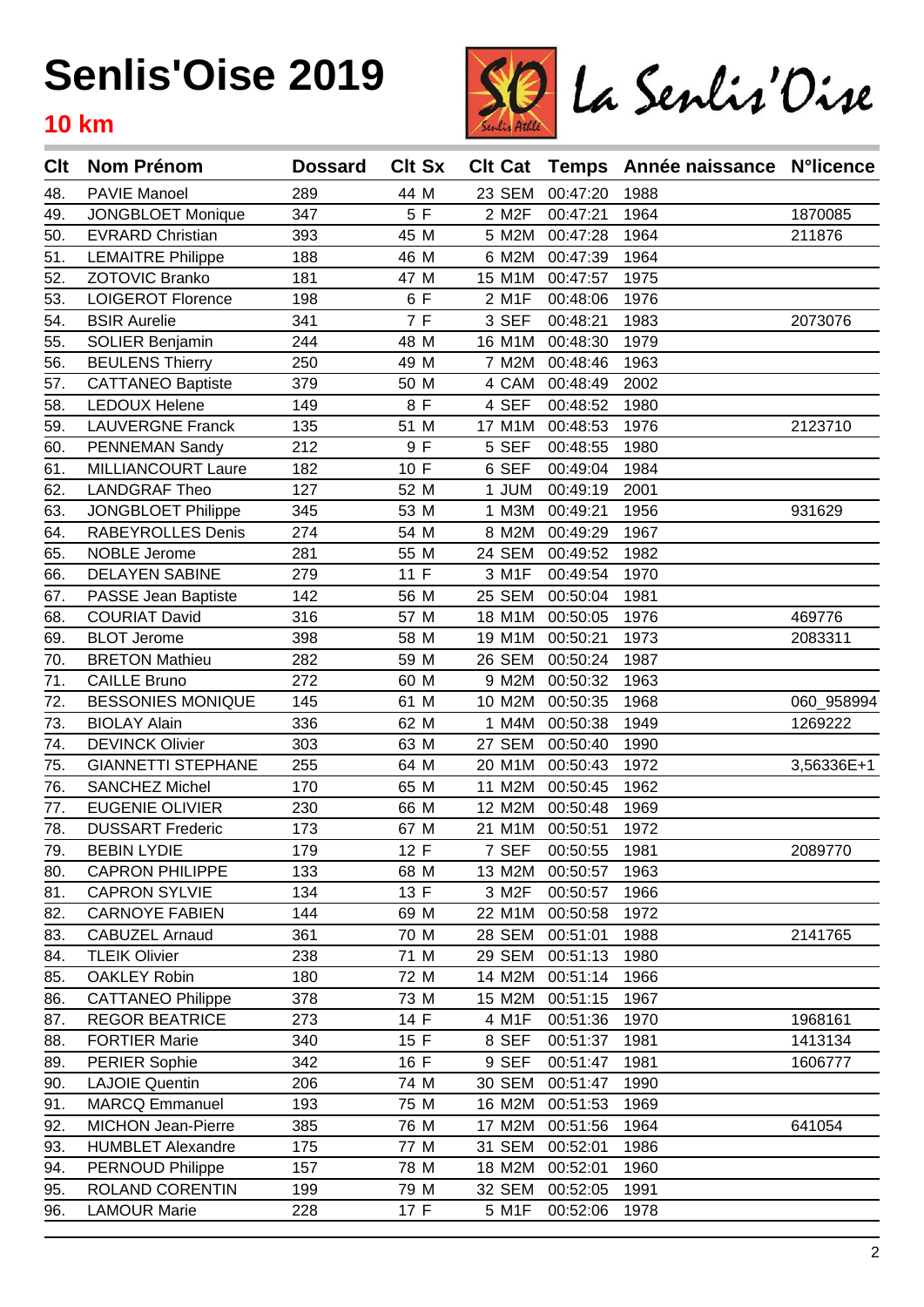# Senlis'Oise 2019

## 10 km

| Clt | Nom Prénom | Dossard | Clt Sx | Clt Cat | Temps | Année naissance | N°licence |
|---|---|---|---|---|---|---|---|
| 48. | PAVIE Manoel | 289 | 44 M | 23 SEM | 00:47:20 | 1988 | |
| 49. | JONGBLOET Monique | 347 | 5 F | 2 M2F | 00:47:21 | 1964 | 1870085 |
| 50. | EVRARD Christian | 393 | 45 M | 5 M2M | 00:47:28 | 1964 | 211876 |
| 51. | LEMAITRE Philippe | 188 | 46 M | 6 M2M | 00:47:39 | 1964 | |
| 52. | ZOTOVIC Branko | 181 | 47 M | 15 M1M | 00:47:57 | 1975 | |
| 53. | LOIGEROT Florence | 198 | 6 F | 2 M1F | 00:48:06 | 1976 | |
| 54. | BSIR Aurelie | 341 | 7 F | 3 SEF | 00:48:21 | 1983 | 2073076 |
| 55. | SOLIER Benjamin | 244 | 48 M | 16 M1M | 00:48:30 | 1979 | |
| 56. | BEULENS Thierry | 250 | 49 M | 7 M2M | 00:48:46 | 1963 | |
| 57. | CATTANEO Baptiste | 379 | 50 M | 4 CAM | 00:48:49 | 2002 | |
| 58. | LEDOUX Helene | 149 | 8 F | 4 SEF | 00:48:52 | 1980 | |
| 59. | LAUVERGNE Franck | 135 | 51 M | 17 M1M | 00:48:53 | 1976 | 2123710 |
| 60. | PENNEMAN Sandy | 212 | 9 F | 5 SEF | 00:48:55 | 1980 | |
| 61. | MILLIANCOURT Laure | 182 | 10 F | 6 SEF | 00:49:04 | 1984 | |
| 62. | LANDGRAF Theo | 127 | 52 M | 1 JUM | 00:49:19 | 2001 | |
| 63. | JONGBLOET Philippe | 345 | 53 M | 1 M3M | 00:49:21 | 1956 | 931629 |
| 64. | RABEYROLLES Denis | 274 | 54 M | 8 M2M | 00:49:29 | 1967 | |
| 65. | NOBLE Jerome | 281 | 55 M | 24 SEM | 00:49:52 | 1982 | |
| 66. | DELAYEN SABINE | 279 | 11 F | 3 M1F | 00:49:54 | 1970 | |
| 67. | PASSE Jean Baptiste | 142 | 56 M | 25 SEM | 00:50:04 | 1981 | |
| 68. | COURIAT David | 316 | 57 M | 18 M1M | 00:50:05 | 1976 | 469776 |
| 69. | BLOT Jerome | 398 | 58 M | 19 M1M | 00:50:21 | 1973 | 2083311 |
| 70. | BRETON Mathieu | 282 | 59 M | 26 SEM | 00:50:24 | 1987 | |
| 71. | CAILLE Bruno | 272 | 60 M | 9 M2M | 00:50:32 | 1963 | |
| 72. | BESSONIES MONIQUE | 145 | 61 M | 10 M2M | 00:50:35 | 1968 | 060_958994 |
| 73. | BIOLAY Alain | 336 | 62 M | 1 M4M | 00:50:38 | 1949 | 1269222 |
| 74. | DEVINCK Olivier | 303 | 63 M | 27 SEM | 00:50:40 | 1990 | |
| 75. | GIANNETTI STEPHANE | 255 | 64 M | 20 M1M | 00:50:43 | 1972 | 3,56336E+1 |
| 76. | SANCHEZ Michel | 170 | 65 M | 11 M2M | 00:50:45 | 1962 | |
| 77. | EUGENIE OLIVIER | 230 | 66 M | 12 M2M | 00:50:48 | 1969 | |
| 78. | DUSSART Frederic | 173 | 67 M | 21 M1M | 00:50:51 | 1972 | |
| 79. | BEBIN LYDIE | 179 | 12 F | 7 SEF | 00:50:55 | 1981 | 2089770 |
| 80. | CAPRON PHILIPPE | 133 | 68 M | 13 M2M | 00:50:57 | 1963 | |
| 81. | CAPRON SYLVIE | 134 | 13 F | 3 M2F | 00:50:57 | 1966 | |
| 82. | CARNOYE FABIEN | 144 | 69 M | 22 M1M | 00:50:58 | 1972 | |
| 83. | CABUZEL Arnaud | 361 | 70 M | 28 SEM | 00:51:01 | 1988 | 2141765 |
| 84. | TLEIK Olivier | 238 | 71 M | 29 SEM | 00:51:13 | 1980 | |
| 85. | OAKLEY Robin | 180 | 72 M | 14 M2M | 00:51:14 | 1966 | |
| 86. | CATTANEO Philippe | 378 | 73 M | 15 M2M | 00:51:15 | 1967 | |
| 87. | REGOR BEATRICE | 273 | 14 F | 4 M1F | 00:51:36 | 1970 | 1968161 |
| 88. | FORTIER Marie | 340 | 15 F | 8 SEF | 00:51:37 | 1981 | 1413134 |
| 89. | PERIER Sophie | 342 | 16 F | 9 SEF | 00:51:47 | 1981 | 1606777 |
| 90. | LAJOIE Quentin | 206 | 74 M | 30 SEM | 00:51:47 | 1990 | |
| 91. | MARCQ Emmanuel | 193 | 75 M | 16 M2M | 00:51:53 | 1969 | |
| 92. | MICHON Jean-Pierre | 385 | 76 M | 17 M2M | 00:51:56 | 1964 | 641054 |
| 93. | HUMBLET Alexandre | 175 | 77 M | 31 SEM | 00:52:01 | 1986 | |
| 94. | PERNOUD Philippe | 157 | 78 M | 18 M2M | 00:52:01 | 1960 | |
| 95. | ROLAND CORENTIN | 199 | 79 M | 32 SEM | 00:52:05 | 1991 | |
| 96. | LAMOUR Marie | 228 | 17 F | 5 M1F | 00:52:06 | 1978 | |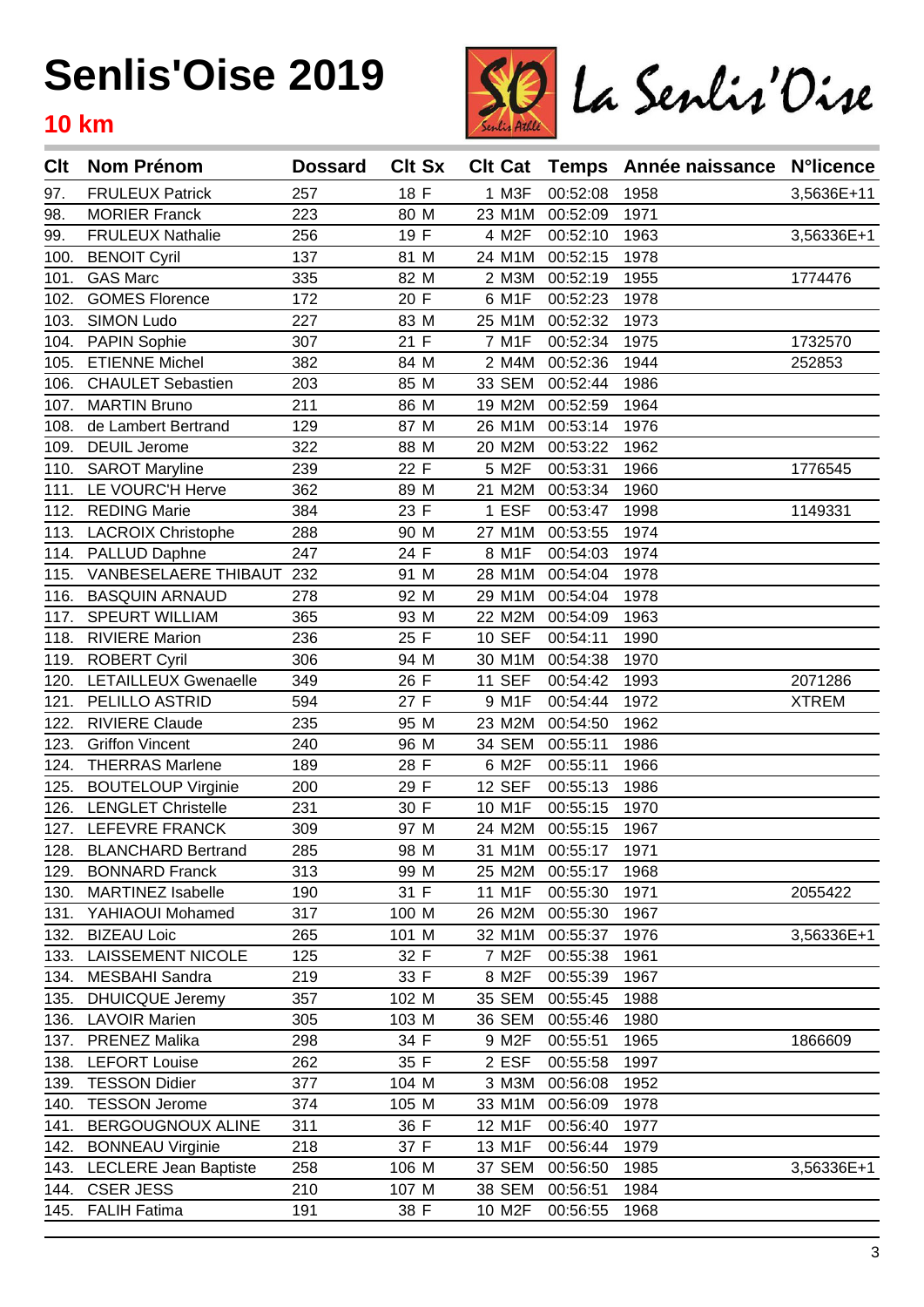# Senlis'Oise 2019

## 10 km

La Senlis'Oise

| Clt | Nom Prénom | Dossard | Clt Sx | Clt Cat | Temps | Année naissance | N°licence |
|---|---|---|---|---|---|---|---|
| 97. | FRULEUX Patrick | 257 | 18 F | 1 M3F | 00:52:08 | 1958 | 3,5636E+11 |
| 98. | MORIER Franck | 223 | 80 M | 23 M1M | 00:52:09 | 1971 | |
| 99. | FRULEUX Nathalie | 256 | 19 F | 4 M2F | 00:52:10 | 1963 | 3,56336E+1 |
| 100. | BENOIT Cyril | 137 | 81 M | 24 M1M | 00:52:15 | 1978 | |
| 101. | GAS Marc | 335 | 82 M | 2 M3M | 00:52:19 | 1955 | 1774476 |
| 102. | GOMES Florence | 172 | 20 F | 6 M1F | 00:52:23 | 1978 | |
| 103. | SIMON Ludo | 227 | 83 M | 25 M1M | 00:52:32 | 1973 | |
| 104. | PAPIN Sophie | 307 | 21 F | 7 M1F | 00:52:34 | 1975 | 1732570 |
| 105. | ETIENNE Michel | 382 | 84 M | 2 M4M | 00:52:36 | 1944 | 252853 |
| 106. | CHAULET Sebastien | 203 | 85 M | 33 SEM | 00:52:44 | 1986 | |
| 107. | MARTIN Bruno | 211 | 86 M | 19 M2M | 00:52:59 | 1964 | |
| 108. | de Lambert Bertrand | 129 | 87 M | 26 M1M | 00:53:14 | 1976 | |
| 109. | DEUIL Jerome | 322 | 88 M | 20 M2M | 00:53:22 | 1962 | |
| 110. | SAROT Maryline | 239 | 22 F | 5 M2F | 00:53:31 | 1966 | 1776545 |
| 111. | LE VOURC'H Herve | 362 | 89 M | 21 M2M | 00:53:34 | 1960 | |
| 112. | REDING Marie | 384 | 23 F | 1 ESF | 00:53:47 | 1998 | 1149331 |
| 113. | LACROIX Christophe | 288 | 90 M | 27 M1M | 00:53:55 | 1974 | |
| 114. | PALLUD Daphne | 247 | 24 F | 8 M1F | 00:54:03 | 1974 | |
| 115. | VANBESELAERE THIBAUT | 232 | 91 M | 28 M1M | 00:54:04 | 1978 | |
| 116. | BASQUIN ARNAUD | 278 | 92 M | 29 M1M | 00:54:04 | 1978 | |
| 117. | SPEURT WILLIAM | 365 | 93 M | 22 M2M | 00:54:09 | 1963 | |
| 118. | RIVIERE Marion | 236 | 25 F | 10 SEF | 00:54:11 | 1990 | |
| 119. | ROBERT Cyril | 306 | 94 M | 30 M1M | 00:54:38 | 1970 | |
| 120. | LETAILLEUX Gwenaelle | 349 | 26 F | 11 SEF | 00:54:42 | 1993 | 2071286 |
| 121. | PELILLO ASTRID | 594 | 27 F | 9 M1F | 00:54:44 | 1972 | XTREM |
| 122. | RIVIERE Claude | 235 | 95 M | 23 M2M | 00:54:50 | 1962 | |
| 123. | Griffon Vincent | 240 | 96 M | 34 SEM | 00:55:11 | 1986 | |
| 124. | THERRAS Marlene | 189 | 28 F | 6 M2F | 00:55:11 | 1966 | |
| 125. | BOUTELOUP Virginie | 200 | 29 F | 12 SEF | 00:55:13 | 1986 | |
| 126. | LENGLET Christelle | 231 | 30 F | 10 M1F | 00:55:15 | 1970 | |
| 127. | LEFEVRE FRANCK | 309 | 97 M | 24 M2M | 00:55:15 | 1967 | |
| 128. | BLANCHARD Bertrand | 285 | 98 M | 31 M1M | 00:55:17 | 1971 | |
| 129. | BONNARD Franck | 313 | 99 M | 25 M2M | 00:55:17 | 1968 | |
| 130. | MARTINEZ Isabelle | 190 | 31 F | 11 M1F | 00:55:30 | 1971 | 2055422 |
| 131. | YAHIAOUI Mohamed | 317 | 100 M | 26 M2M | 00:55:30 | 1967 | |
| 132. | BIZEAU Loic | 265 | 101 M | 32 M1M | 00:55:37 | 1976 | 3,56336E+1 |
| 133. | LAISSEMENT NICOLE | 125 | 32 F | 7 M2F | 00:55:38 | 1961 | |
| 134. | MESBAHI Sandra | 219 | 33 F | 8 M2F | 00:55:39 | 1967 | |
| 135. | DHUICQUE Jeremy | 357 | 102 M | 35 SEM | 00:55:45 | 1988 | |
| 136. | LAVOIR Marien | 305 | 103 M | 36 SEM | 00:55:46 | 1980 | |
| 137. | PRENEZ Malika | 298 | 34 F | 9 M2F | 00:55:51 | 1965 | 1866609 |
| 138. | LEFORT Louise | 262 | 35 F | 2 ESF | 00:55:58 | 1997 | |
| 139. | TESSON Didier | 377 | 104 M | 3 M3M | 00:56:08 | 1952 | |
| 140. | TESSON Jerome | 374 | 105 M | 33 M1M | 00:56:09 | 1978 | |
| 141. | BERGOUGNOUX ALINE | 311 | 36 F | 12 M1F | 00:56:40 | 1977 | |
| 142. | BONNEAU Virginie | 218 | 37 F | 13 M1F | 00:56:44 | 1979 | |
| 143. | LECLERE Jean Baptiste | 258 | 106 M | 37 SEM | 00:56:50 | 1985 | 3,56336E+1 |
| 144. | CSER JESS | 210 | 107 M | 38 SEM | 00:56:51 | 1984 | |
| 145. | FALIH Fatima | 191 | 38 F | 10 M2F | 00:56:55 | 1968 | |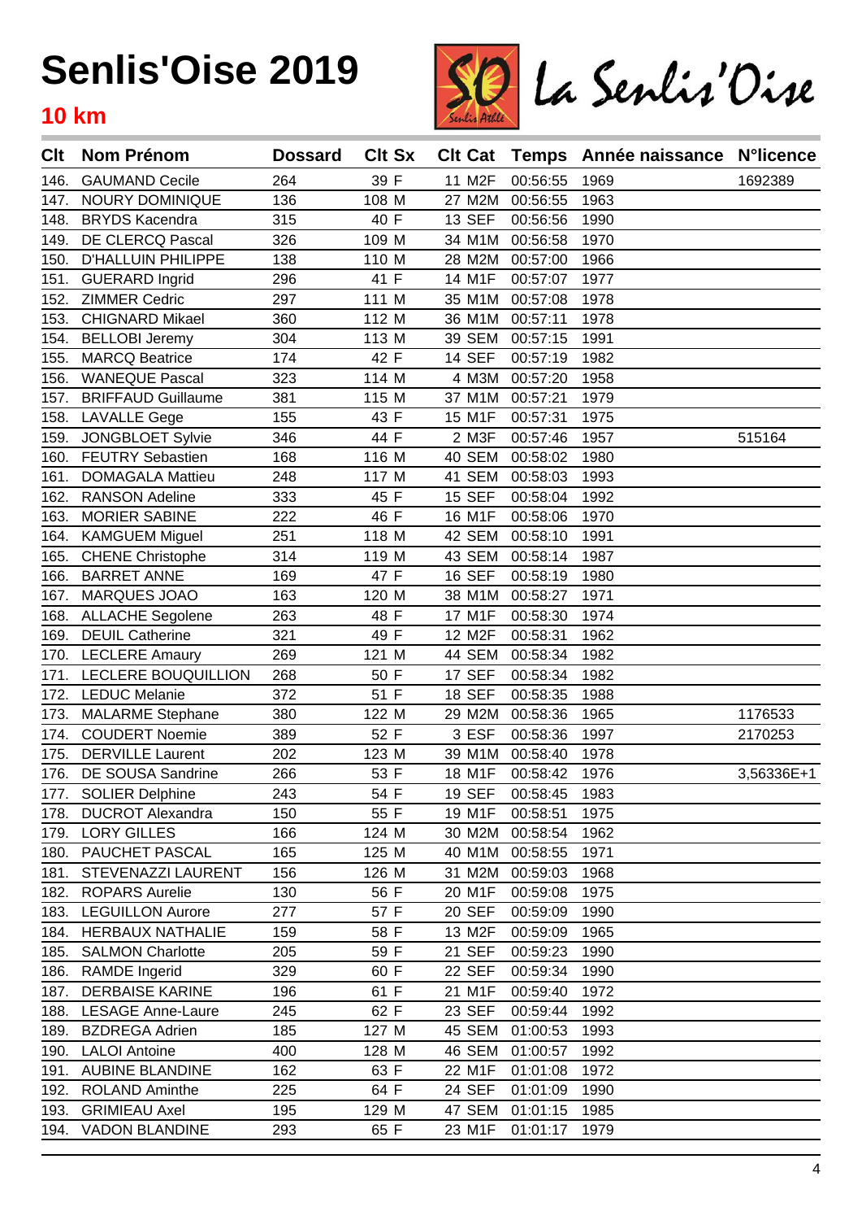# Senlis'Oise 2019

## 10 km

La Senlis'Oise

| Clt | Nom Prénom | Dossard | Clt Sx | Clt Cat | Temps | Année naissance | N°licence |
|---|---|---|---|---|---|---|---|
| 146. | GAUMAND Cecile | 264 | 39 F | 11 M2F | 00:56:55 | 1969 | 1692389 |
| 147. | NOURY DOMINIQUE | 136 | 108 M | 27 M2M | 00:56:55 | 1963 | |
| 148. | BRYDS Kacendra | 315 | 40 F | 13 SEF | 00:56:56 | 1990 | |
| 149. | DE CLERCQ Pascal | 326 | 109 M | 34 M1M | 00:56:58 | 1970 | |
| 150. | D'HALLUIN PHILIPPE | 138 | 110 M | 28 M2M | 00:57:00 | 1966 | |
| 151. | GUERARD Ingrid | 296 | 41 F | 14 M1F | 00:57:07 | 1977 | |
| 152. | ZIMMER Cedric | 297 | 111 M | 35 M1M | 00:57:08 | 1978 | |
| 153. | CHIGNARD Mikael | 360 | 112 M | 36 M1M | 00:57:11 | 1978 | |
| 154. | BELLOBI Jeremy | 304 | 113 M | 39 SEM | 00:57:15 | 1991 | |
| 155. | MARCQ Beatrice | 174 | 42 F | 14 SEF | 00:57:19 | 1982 | |
| 156. | WANEQUE Pascal | 323 | 114 M | 4 M3M | 00:57:20 | 1958 | |
| 157. | BRIFFAUD Guillaume | 381 | 115 M | 37 M1M | 00:57:21 | 1979 | |
| 158. | LAVALLE Gege | 155 | 43 F | 15 M1F | 00:57:31 | 1975 | |
| 159. | JONGBLOET Sylvie | 346 | 44 F | 2 M3F | 00:57:46 | 1957 | 515164 |
| 160. | FEUTRY Sebastien | 168 | 116 M | 40 SEM | 00:58:02 | 1980 | |
| 161. | DOMAGALA Mattieu | 248 | 117 M | 41 SEM | 00:58:03 | 1993 | |
| 162. | RANSON Adeline | 333 | 45 F | 15 SEF | 00:58:04 | 1992 | |
| 163. | MORIER SABINE | 222 | 46 F | 16 M1F | 00:58:06 | 1970 | |
| 164. | KAMGUEM Miguel | 251 | 118 M | 42 SEM | 00:58:10 | 1991 | |
| 165. | CHENE Christophe | 314 | 119 M | 43 SEM | 00:58:14 | 1987 | |
| 166. | BARRET ANNE | 169 | 47 F | 16 SEF | 00:58:19 | 1980 | |
| 167. | MARQUES JOAO | 163 | 120 M | 38 M1M | 00:58:27 | 1971 | |
| 168. | ALLACHE Segolene | 263 | 48 F | 17 M1F | 00:58:30 | 1974 | |
| 169. | DEUIL Catherine | 321 | 49 F | 12 M2F | 00:58:31 | 1962 | |
| 170. | LECLERE Amaury | 269 | 121 M | 44 SEM | 00:58:34 | 1982 | |
| 171. | LECLERE BOUQUILLION | 268 | 50 F | 17 SEF | 00:58:34 | 1982 | |
| 172. | LEDUC Melanie | 372 | 51 F | 18 SEF | 00:58:35 | 1988 | |
| 173. | MALARME Stephane | 380 | 122 M | 29 M2M | 00:58:36 | 1965 | 1176533 |
| 174. | COUDERT Noemie | 389 | 52 F | 3 ESF | 00:58:36 | 1997 | 2170253 |
| 175. | DERVILLE Laurent | 202 | 123 M | 39 M1M | 00:58:40 | 1978 | |
| 176. | DE SOUSA Sandrine | 266 | 53 F | 18 M1F | 00:58:42 | 1976 | 3,56336E+1 |
| 177. | SOLIER Delphine | 243 | 54 F | 19 SEF | 00:58:45 | 1983 | |
| 178. | DUCROT Alexandra | 150 | 55 F | 19 M1F | 00:58:51 | 1975 | |
| 179. | LORY GILLES | 166 | 124 M | 30 M2M | 00:58:54 | 1962 | |
| 180. | PAUCHET PASCAL | 165 | 125 M | 40 M1M | 00:58:55 | 1971 | |
| 181. | STEVENAZZI LAURENT | 156 | 126 M | 31 M2M | 00:59:03 | 1968 | |
| 182. | ROPARS Aurelie | 130 | 56 F | 20 M1F | 00:59:08 | 1975 | |
| 183. | LEGUILLON Aurore | 277 | 57 F | 20 SEF | 00:59:09 | 1990 | |
| 184. | HERBAUX NATHALIE | 159 | 58 F | 13 M2F | 00:59:09 | 1965 | |
| 185. | SALMON Charlotte | 205 | 59 F | 21 SEF | 00:59:23 | 1990 | |
| 186. | RAMDE Ingerid | 329 | 60 F | 22 SEF | 00:59:34 | 1990 | |
| 187. | DERBAISE KARINE | 196 | 61 F | 21 M1F | 00:59:40 | 1972 | |
| 188. | LESAGE Anne-Laure | 245 | 62 F | 23 SEF | 00:59:44 | 1992 | |
| 189. | BZDREGA Adrien | 185 | 127 M | 45 SEM | 01:00:53 | 1993 | |
| 190. | LALOI Antoine | 400 | 128 M | 46 SEM | 01:00:57 | 1992 | |
| 191. | AUBINE BLANDINE | 162 | 63 F | 22 M1F | 01:01:08 | 1972 | |
| 192. | ROLAND Aminthe | 225 | 64 F | 24 SEF | 01:01:09 | 1990 | |
| 193. | GRIMIEAU Axel | 195 | 129 M | 47 SEM | 01:01:15 | 1985 | |
| 194. | VADON BLANDINE | 293 | 65 F | 23 M1F | 01:01:17 | 1979 | |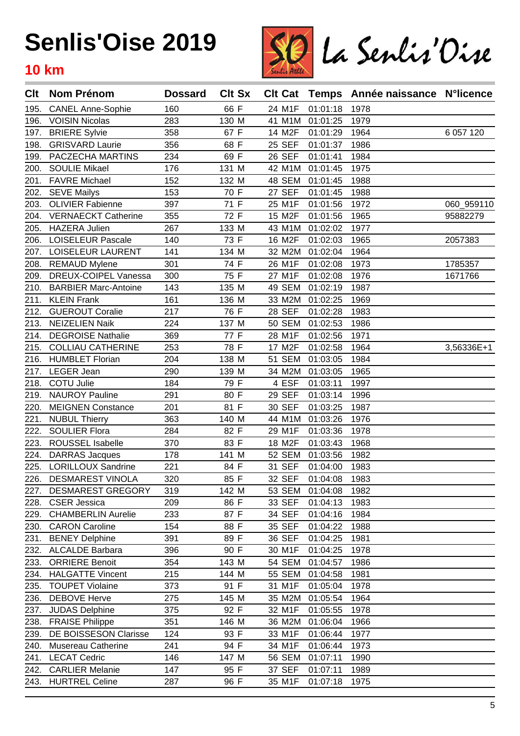# Senlis'Oise 2019

## 10 km

La Senlis'Oise

| Clt | Nom Prénom | Dossard | Clt Sx | Clt Cat | Temps | Année naissance | N°licence |
|---|---|---|---|---|---|---|---|
| 195. | CANEL Anne-Sophie | 160 | 66 F | 24 M1F | 01:01:18 | 1978 | |
| 196. | VOISIN Nicolas | 283 | 130 M | 41 M1M | 01:01:25 | 1979 | |
| 197. | BRIERE Sylvie | 358 | 67 F | 14 M2F | 01:01:29 | 1964 | 6 057 120 |
| 198. | GRISVARD Laurie | 356 | 68 F | 25 SEF | 01:01:37 | 1986 | |
| 199. | PACZECHA MARTINS | 234 | 69 F | 26 SEF | 01:01:41 | 1984 | |
| 200. | SOULIE Mikael | 176 | 131 M | 42 M1M | 01:01:45 | 1975 | |
| 201. | FAVRE Michael | 152 | 132 M | 48 SEM | 01:01:45 | 1988 | |
| 202. | SEVE Mailys | 153 | 70 F | 27 SEF | 01:01:45 | 1988 | |
| 203. | OLIVIER Fabienne | 397 | 71 F | 25 M1F | 01:01:56 | 1972 | 060_959110 |
| 204. | VERNAECKT Catherine | 355 | 72 F | 15 M2F | 01:01:56 | 1965 | 95882279 |
| 205. | HAZERA Julien | 267 | 133 M | 43 M1M | 01:02:02 | 1977 | |
| 206. | LOISELEUR Pascale | 140 | 73 F | 16 M2F | 01:02:03 | 1965 | 2057383 |
| 207. | LOISELEUR LAURENT | 141 | 134 M | 32 M2M | 01:02:04 | 1964 | |
| 208. | REMAUD Mylene | 301 | 74 F | 26 M1F | 01:02:08 | 1973 | 1785357 |
| 209. | DREUX-COIPEL Vanessa | 300 | 75 F | 27 M1F | 01:02:08 | 1976 | 1671766 |
| 210. | BARBIER Marc-Antoine | 143 | 135 M | 49 SEM | 01:02:19 | 1987 | |
| 211. | KLEIN Frank | 161 | 136 M | 33 M2M | 01:02:25 | 1969 | |
| 212. | GUEROUT Coralie | 217 | 76 F | 28 SEF | 01:02:28 | 1983 | |
| 213. | NEIZELIEN Naik | 224 | 137 M | 50 SEM | 01:02:53 | 1986 | |
| 214. | DEGROISE Nathalie | 369 | 77 F | 28 M1F | 01:02:56 | 1971 | |
| 215. | COLLIAU CATHERINE | 253 | 78 F | 17 M2F | 01:02:58 | 1964 | 3,56336E+1 |
| 216. | HUMBLET Florian | 204 | 138 M | 51 SEM | 01:03:05 | 1984 | |
| 217. | LEGER Jean | 290 | 139 M | 34 M2M | 01:03:05 | 1965 | |
| 218. | COTU Julie | 184 | 79 F | 4 ESF | 01:03:11 | 1997 | |
| 219. | NAUROY Pauline | 291 | 80 F | 29 SEF | 01:03:14 | 1996 | |
| 220. | MEIGNEN Constance | 201 | 81 F | 30 SEF | 01:03:25 | 1987 | |
| 221. | NUBUL Thierry | 363 | 140 M | 44 M1M | 01:03:26 | 1976 | |
| 222. | SOULIER Flora | 284 | 82 F | 29 M1F | 01:03:36 | 1978 | |
| 223. | ROUSSEL Isabelle | 370 | 83 F | 18 M2F | 01:03:43 | 1968 | |
| 224. | DARRAS Jacques | 178 | 141 M | 52 SEM | 01:03:56 | 1982 | |
| 225. | LORILLOUX Sandrine | 221 | 84 F | 31 SEF | 01:04:00 | 1983 | |
| 226. | DESMAREST VINOLA | 320 | 85 F | 32 SEF | 01:04:08 | 1983 | |
| 227. | DESMAREST GREGORY | 319 | 142 M | 53 SEM | 01:04:08 | 1982 | |
| 228. | CSER Jessica | 209 | 86 F | 33 SEF | 01:04:13 | 1983 | |
| 229. | CHAMBERLIN Aurelie | 233 | 87 F | 34 SEF | 01:04:16 | 1984 | |
| 230. | CARON Caroline | 154 | 88 F | 35 SEF | 01:04:22 | 1988 | |
| 231. | BENEY Delphine | 391 | 89 F | 36 SEF | 01:04:25 | 1981 | |
| 232. | ALCALDE Barbara | 396 | 90 F | 30 M1F | 01:04:25 | 1978 | |
| 233. | ORRIERE Benoit | 354 | 143 M | 54 SEM | 01:04:57 | 1986 | |
| 234. | HALGATTE Vincent | 215 | 144 M | 55 SEM | 01:04:58 | 1981 | |
| 235. | TOUPET Violaine | 373 | 91 F | 31 M1F | 01:05:04 | 1978 | |
| 236. | DEBOVE Herve | 275 | 145 M | 35 M2M | 01:05:54 | 1964 | |
| 237. | JUDAS Delphine | 375 | 92 F | 32 M1F | 01:05:55 | 1978 | |
| 238. | FRAISE Philippe | 351 | 146 M | 36 M2M | 01:06:04 | 1966 | |
| 239. | DE BOISSESON Clarisse | 124 | 93 F | 33 M1F | 01:06:44 | 1977 | |
| 240. | Musereau Catherine | 241 | 94 F | 34 M1F | 01:06:44 | 1973 | |
| 241. | LECAT Cedric | 146 | 147 M | 56 SEM | 01:07:11 | 1990 | |
| 242. | CARLIER Melanie | 147 | 95 F | 37 SEF | 01:07:11 | 1989 | |
| 243. | HURTREL Celine | 287 | 96 F | 35 M1F | 01:07:18 | 1975 | |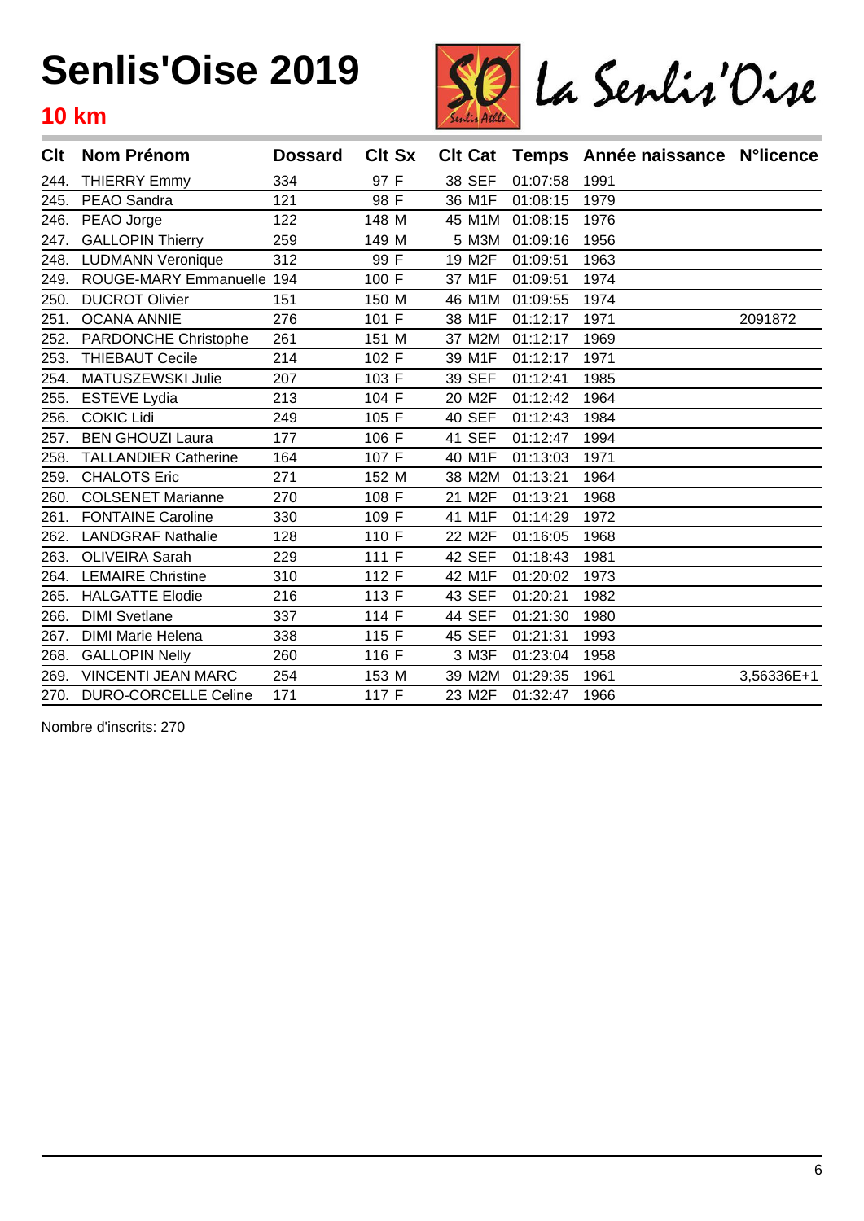# Senlis'Oise 2019

## 10 km

| Clt | Nom Prénom | Dossard | Clt Sx | Clt Cat | Temps | Année naissance | N°licence |
|---|---|---|---|---|---|---|---|
| 244. | THIERRY Emmy | 334 | 97 F | 38 SEF | 01:07:58 | 1991 | |
| 245. | PEAO Sandra | 121 | 98 F | 36 M1F | 01:08:15 | 1979 | |
| 246. | PEAO Jorge | 122 | 148 M | 45 M1M | 01:08:15 | 1976 | |
| 247. | GALLOPIN Thierry | 259 | 149 M | 5 M3M | 01:09:16 | 1956 | |
| 248. | LUDMANN Veronique | 312 | 99 F | 19 M2F | 01:09:51 | 1963 | |
| 249. | ROUGE-MARY Emmanuelle | 194 | 100 F | 37 M1F | 01:09:51 | 1974 | |
| 250. | DUCROT Olivier | 151 | 150 M | 46 M1M | 01:09:55 | 1974 | |
| 251. | OCANA ANNIE | 276 | 101 F | 38 M1F | 01:12:17 | 1971 | 2091872 |
| 252. | PARDONCHE Christophe | 261 | 151 M | 37 M2M | 01:12:17 | 1969 | |
| 253. | THIEBAUT Cecile | 214 | 102 F | 39 M1F | 01:12:17 | 1971 | |
| 254. | MATUSZEWSKI Julie | 207 | 103 F | 39 SEF | 01:12:41 | 1985 | |
| 255. | ESTEVE Lydia | 213 | 104 F | 20 M2F | 01:12:42 | 1964 | |
| 256. | COKIC Lidi | 249 | 105 F | 40 SEF | 01:12:43 | 1984 | |
| 257. | BEN GHOUZI Laura | 177 | 106 F | 41 SEF | 01:12:47 | 1994 | |
| 258. | TALLANDIER Catherine | 164 | 107 F | 40 M1F | 01:13:03 | 1971 | |
| 259. | CHALOTS Eric | 271 | 152 M | 38 M2M | 01:13:21 | 1964 | |
| 260. | COLSENET Marianne | 270 | 108 F | 21 M2F | 01:13:21 | 1968 | |
| 261. | FONTAINE Caroline | 330 | 109 F | 41 M1F | 01:14:29 | 1972 | |
| 262. | LANDGRAF Nathalie | 128 | 110 F | 22 M2F | 01:16:05 | 1968 | |
| 263. | OLIVEIRA Sarah | 229 | 111 F | 42 SEF | 01:18:43 | 1981 | |
| 264. | LEMAIRE Christine | 310 | 112 F | 42 M1F | 01:20:02 | 1973 | |
| 265. | HALGATTE Elodie | 216 | 113 F | 43 SEF | 01:20:21 | 1982 | |
| 266. | DIMI Svetlane | 337 | 114 F | 44 SEF | 01:21:30 | 1980 | |
| 267. | DIMI Marie Helena | 338 | 115 F | 45 SEF | 01:21:31 | 1993 | |
| 268. | GALLOPIN Nelly | 260 | 116 F | 3 M3F | 01:23:04 | 1958 | |
| 269. | VINCENTI JEAN MARC | 254 | 153 M | 39 M2M | 01:29:35 | 1961 | 3,56336E+1 |
| 270. | DURO-CORCELLE Celine | 171 | 117 F | 23 M2F | 01:32:47 | 1966 | |

Nombre d'inscrits: 270